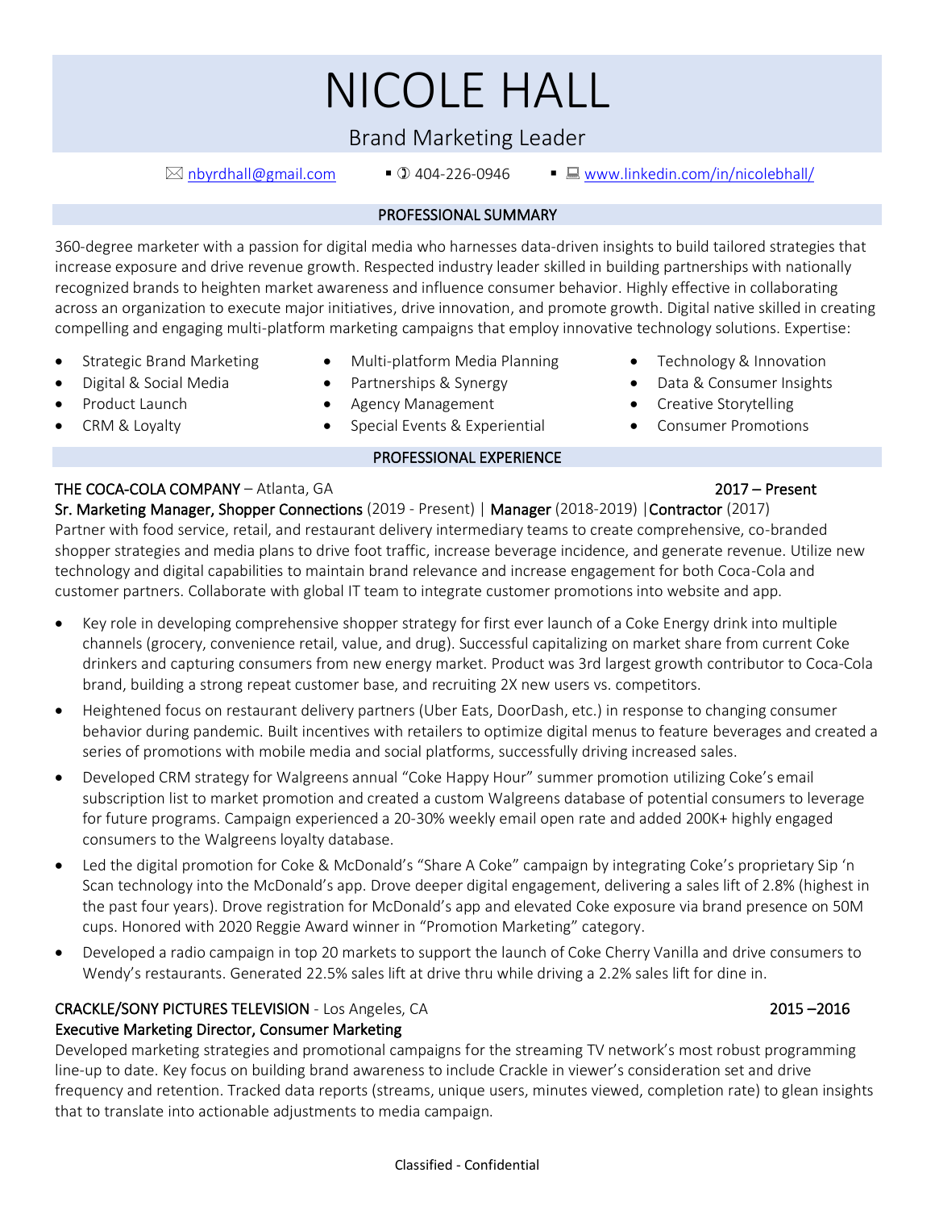# NICOLE HALL

## Brand Marketing Leader

✉ nbyrdhall@gmail.com ▪ ✆ 404-226-0946 ▪ 💻 www.linkedin.com/in/nicolebhall/

## PROFESSIONAL SUMMARY

360-degree marketer with a passion for digital media who harnesses data-driven insights to build tailored strategies that increase exposure and drive revenue growth. Respected industry leader skilled in building partnerships with nationally recognized brands to heighten market awareness and influence consumer behavior. Highly effective in collaborating across an organization to execute major initiatives, drive innovation, and promote growth. Digital native skilled in creating compelling and engaging multi-platform marketing campaigns that employ innovative technology solutions. Expertise:

- Strategic Brand Marketing
- Digital & Social Media
- Product Launch
- CRM & Loyalty
- Multi-platform Media Planning
- Partnerships & Synergy
- Agency Management
- Special Events & Experiential
- Technology & Innovation
- Data & Consumer Insights
- Creative Storytelling
- Consumer Promotions

## PROFESSIONAL EXPERIENCE

**THE COCA-COLA COMPANY** – Atlanta, GA 2017 – Present

**Sr. Marketing Manager, Shopper Connections** (2019 - Present) | **Manager** (2018-2019) |**Contractor** (2017)

Partner with food service, retail, and restaurant delivery intermediary teams to create comprehensive, co-branded shopper strategies and media plans to drive foot traffic, increase beverage incidence, and generate revenue. Utilize new technology and digital capabilities to maintain brand relevance and increase engagement for both Coca-Cola and customer partners. Collaborate with global IT team to integrate customer promotions into website and app.

- Key role in developing comprehensive shopper strategy for first ever launch of a Coke Energy drink into multiple channels (grocery, convenience retail, value, and drug). Successful capitalizing on market share from current Coke drinkers and capturing consumers from new energy market. Product was 3rd largest growth contributor to Coca-Cola brand, building a strong repeat customer base, and recruiting 2X new users vs. competitors.
- Heightened focus on restaurant delivery partners (Uber Eats, DoorDash, etc.) in response to changing consumer behavior during pandemic. Built incentives with retailers to optimize digital menus to feature beverages and created a series of promotions with mobile media and social platforms, successfully driving increased sales.
- Developed CRM strategy for Walgreens annual "Coke Happy Hour" summer promotion utilizing Coke's email subscription list to market promotion and created a custom Walgreens database of potential consumers to leverage for future programs. Campaign experienced a 20-30% weekly email open rate and added 200K+ highly engaged consumers to the Walgreens loyalty database.
- Led the digital promotion for Coke & McDonald's "Share A Coke" campaign by integrating Coke's proprietary Sip 'n Scan technology into the McDonald's app. Drove deeper digital engagement, delivering a sales lift of 2.8% (highest in the past four years). Drove registration for McDonald's app and elevated Coke exposure via brand presence on 50M cups. Honored with 2020 Reggie Award winner in "Promotion Marketing" category.
- Developed a radio campaign in top 20 markets to support the launch of Coke Cherry Vanilla and drive consumers to Wendy's restaurants. Generated 22.5% sales lift at drive thru while driving a 2.2% sales lift for dine in.

**CRACKLE/SONY PICTURES TELEVISION** - Los Angeles, CA 2015 –2016

**Executive Marketing Director, Consumer Marketing**

Developed marketing strategies and promotional campaigns for the streaming TV network's most robust programming line-up to date. Key focus on building brand awareness to include Crackle in viewer's consideration set and drive frequency and retention. Tracked data reports (streams, unique users, minutes viewed, completion rate) to glean insights that to translate into actionable adjustments to media campaign.

Classified - Confidential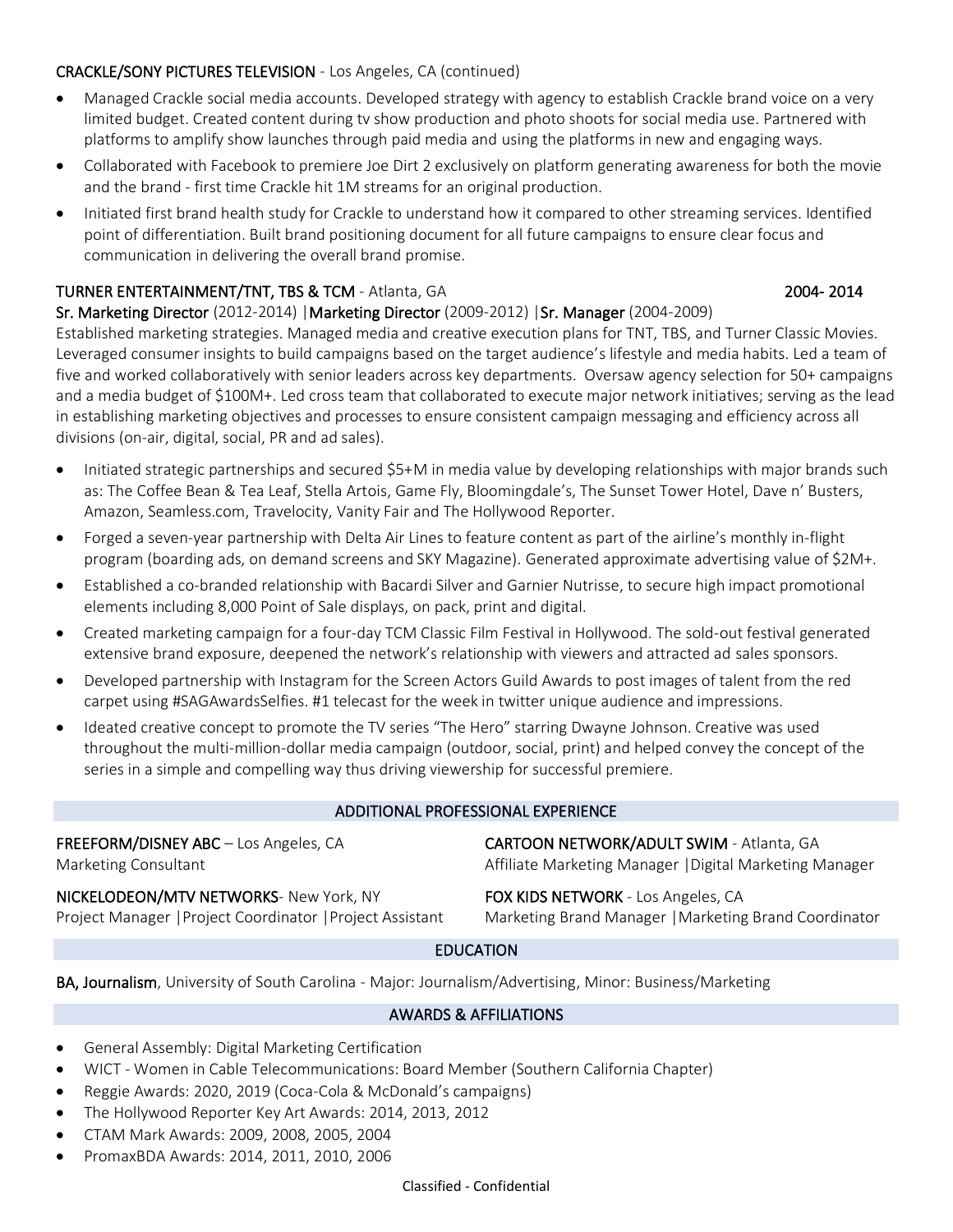**CRACKLE/SONY PICTURES TELEVISION** - Los Angeles, CA (continued)

- Managed Crackle social media accounts. Developed strategy with agency to establish Crackle brand voice on a very limited budget. Created content during tv show production and photo shoots for social media use. Partnered with platforms to amplify show launches through paid media and using the platforms in new and engaging ways.
- Collaborated with Facebook to premiere Joe Dirt 2 exclusively on platform generating awareness for both the movie and the brand - first time Crackle hit 1M streams for an original production.
- Initiated first brand health study for Crackle to understand how it compared to other streaming services. Identified point of differentiation. Built brand positioning document for all future campaigns to ensure clear focus and communication in delivering the overall brand promise.

**TURNER ENTERTAINMENT/TNT, TBS & TCM** - Atlanta, GA **2004- 2014**

**Sr. Marketing Director** (2012-2014) |**Marketing Director** (2009-2012) |**Sr. Manager** (2004-2009)

Established marketing strategies. Managed media and creative execution plans for TNT, TBS, and Turner Classic Movies. Leveraged consumer insights to build campaigns based on the target audience's lifestyle and media habits. Led a team of five and worked collaboratively with senior leaders across key departments. Oversaw agency selection for 50+ campaigns and a media budget of $100M+. Led cross team that collaborated to execute major network initiatives; serving as the lead in establishing marketing objectives and processes to ensure consistent campaign messaging and efficiency across all divisions (on-air, digital, social, PR and ad sales).

- Initiated strategic partnerships and secured $5+M in media value by developing relationships with major brands such as: The Coffee Bean & Tea Leaf, Stella Artois, Game Fly, Bloomingdale's, The Sunset Tower Hotel, Dave n' Busters, Amazon, Seamless.com, Travelocity, Vanity Fair and The Hollywood Reporter.
- Forged a seven-year partnership with Delta Air Lines to feature content as part of the airline's monthly in-flight program (boarding ads, on demand screens and SKY Magazine). Generated approximate advertising value of $2M+.
- Established a co-branded relationship with Bacardi Silver and Garnier Nutrisse, to secure high impact promotional elements including 8,000 Point of Sale displays, on pack, print and digital.
- Created marketing campaign for a four-day TCM Classic Film Festival in Hollywood. The sold-out festival generated extensive brand exposure, deepened the network's relationship with viewers and attracted ad sales sponsors.
- Developed partnership with Instagram for the Screen Actors Guild Awards to post images of talent from the red carpet using #SAGAwardsSelfies. #1 telecast for the week in twitter unique audience and impressions.
- Ideated creative concept to promote the TV series "The Hero" starring Dwayne Johnson. Creative was used throughout the multi-million-dollar media campaign (outdoor, social, print) and helped convey the concept of the series in a simple and compelling way thus driving viewership for successful premiere.

## ADDITIONAL PROFESSIONAL EXPERIENCE

**FREEFORM/DISNEY ABC** – Los Angeles, CA
Marketing Consultant

**NICKELODEON/MTV NETWORKS**- New York, NY
Project Manager |Project Coordinator |Project Assistant

**CARTOON NETWORK/ADULT SWIM** - Atlanta, GA
Affiliate Marketing Manager |Digital Marketing Manager

**FOX KIDS NETWORK** - Los Angeles, CA
Marketing Brand Manager |Marketing Brand Coordinator

## EDUCATION

**BA, Journalism**, University of South Carolina - Major: Journalism/Advertising, Minor: Business/Marketing

## AWARDS & AFFILIATIONS

- General Assembly: Digital Marketing Certification
- WICT - Women in Cable Telecommunications: Board Member (Southern California Chapter)
- Reggie Awards: 2020, 2019 (Coca-Cola & McDonald's campaigns)
- The Hollywood Reporter Key Art Awards: 2014, 2013, 2012
- CTAM Mark Awards: 2009, 2008, 2005, 2004
- PromaxBDA Awards: 2014, 2011, 2010, 2006

Classified - Confidential